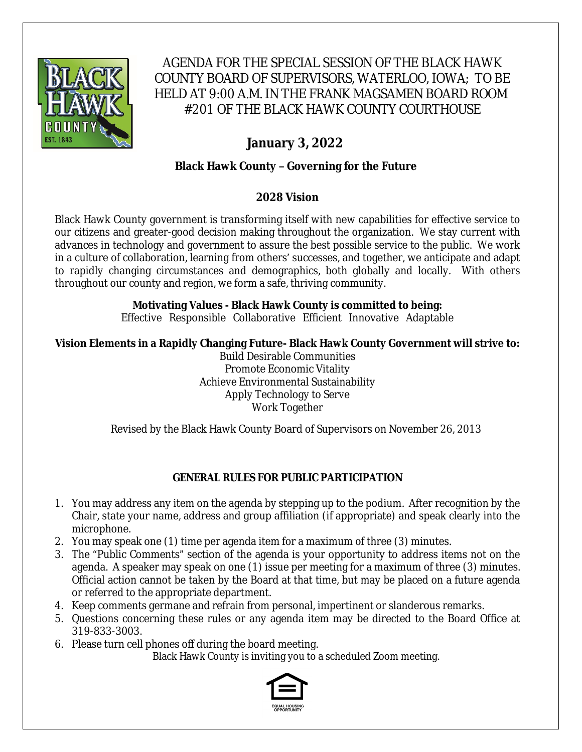# AGENDA FOR THE SPECIAL SESSION OF THE BLACK HAWK COUNTY BOARD OF SUPERVISORS, WATERLOO, IOWA; TO BE HELD AT 9:00 A.M. IN THE FRANK MAGSAMEN BOARD ROOM #201 OF THE BLACK HAWK COUNTY COURTHOUSE

## January 3, 2022

**Black Hawk County – Governing for the Future**

**2028 Vision**

Black Hawk County government is transforming itself with new capabilities for effective service to our citizens and greater-good decision making throughout the organization. We stay current with advances in technology and government to assure the best possible service to the public. We work in a culture of collaboration, learning from others' successes, and together, we anticipate and adapt to rapidly changing circumstances and demographics, both globally and locally. With others throughout our county and region, we form a safe, thriving community.

**Motivating Values - Black Hawk County is committed to being:**
Effective Responsible Collaborative Efficient Innovative Adaptable

**Vision Elements in a Rapidly Changing Future- Black Hawk County Government will strive to:**

Build Desirable Communities
Promote Economic Vitality
Achieve Environmental Sustainability
Apply Technology to Serve
Work Together

Revised by the Black Hawk County Board of Supervisors on November 26, 2013

**GENERAL RULES FOR PUBLIC PARTICIPATION**

1. You may address any item on the agenda by stepping up to the podium. After recognition by the Chair, state your name, address and group affiliation (if appropriate) and speak clearly into the microphone.
2. You may speak one (1) time per agenda item for a maximum of three (3) minutes.
3. The "Public Comments" section of the agenda is your opportunity to address items not on the agenda. A speaker may speak on one (1) issue per meeting for a maximum of three (3) minutes. Official action cannot be taken by the Board at that time, but may be placed on a future agenda or referred to the appropriate department.
4. Keep comments germane and refrain from personal, impertinent or slanderous remarks.
5. Questions concerning these rules or any agenda item may be directed to the Board Office at 319-833-3003.
6. Please turn cell phones off during the board meeting.

Black Hawk County is inviting you to a scheduled Zoom meeting.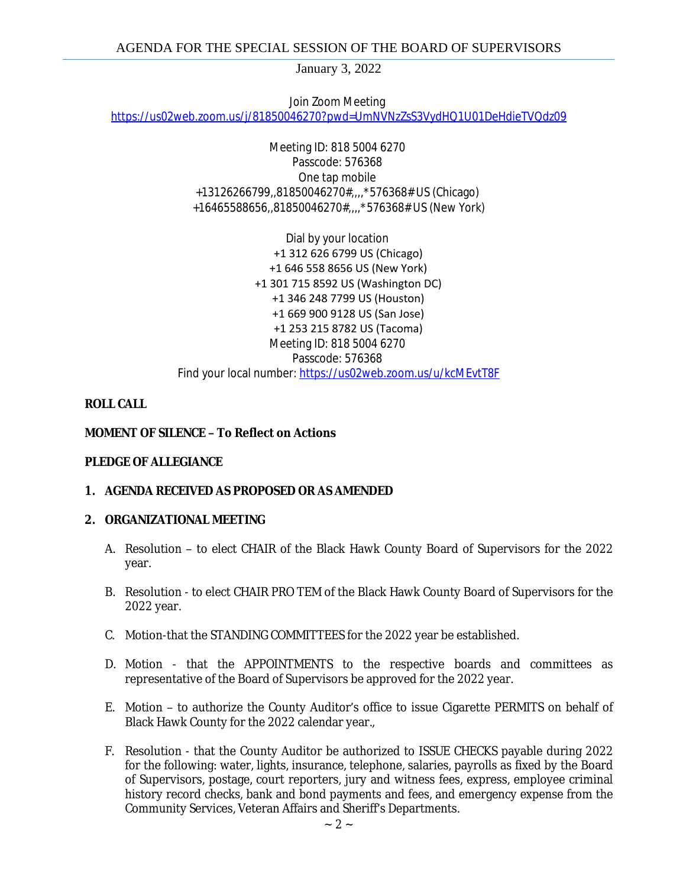# AGENDA FOR THE SPECIAL SESSION OF THE BOARD OF SUPERVISORS

January 3, 2022

Join Zoom Meeting
https://us02web.zoom.us/j/81850046270?pwd=UmNVNzZsS3VydHQ1U01DeHdieTVQdz09

Meeting ID: 818 5004 6270
Passcode: 576368
One tap mobile
+13126266799,,81850046270#,,,,*576368# US (Chicago)
+16465588656,,81850046270#,,,,*576368# US (New York)

Dial by your location
+1 312 626 6799 US (Chicago)
+1 646 558 8656 US (New York)
+1 301 715 8592 US (Washington DC)
+1 346 248 7799 US (Houston)
+1 669 900 9128 US (San Jose)
+1 253 215 8782 US (Tacoma)
Meeting ID: 818 5004 6270
Passcode: 576368
Find your local number: https://us02web.zoom.us/u/kcMEvtT8F

**ROLL CALL**

**MOMENT OF SILENCE – To Reflect on Actions**

**PLEDGE OF ALLEGIANCE**

**1. AGENDA RECEIVED AS PROPOSED OR AS AMENDED**

**2. ORGANIZATIONAL MEETING**

A. Resolution – to elect CHAIR of the Black Hawk County Board of Supervisors for the 2022 year.

B. Resolution - to elect CHAIR PRO TEM of the Black Hawk County Board of Supervisors for the 2022 year.

C. Motion-that the STANDING COMMITTEES for the 2022 year be established.

D. Motion - that the APPOINTMENTS to the respective boards and committees as representative of the Board of Supervisors be approved for the 2022 year.

E. Motion – to authorize the County Auditor's office to issue Cigarette PERMITS on behalf of Black Hawk County for the 2022 calendar year.,

F. Resolution - that the County Auditor be authorized to ISSUE CHECKS payable during 2022 for the following: water, lights, insurance, telephone, salaries, payrolls as fixed by the Board of Supervisors, postage, court reporters, jury and witness fees, express, employee criminal history record checks, bank and bond payments and fees, and emergency expense from the Community Services, Veteran Affairs and Sheriff's Departments.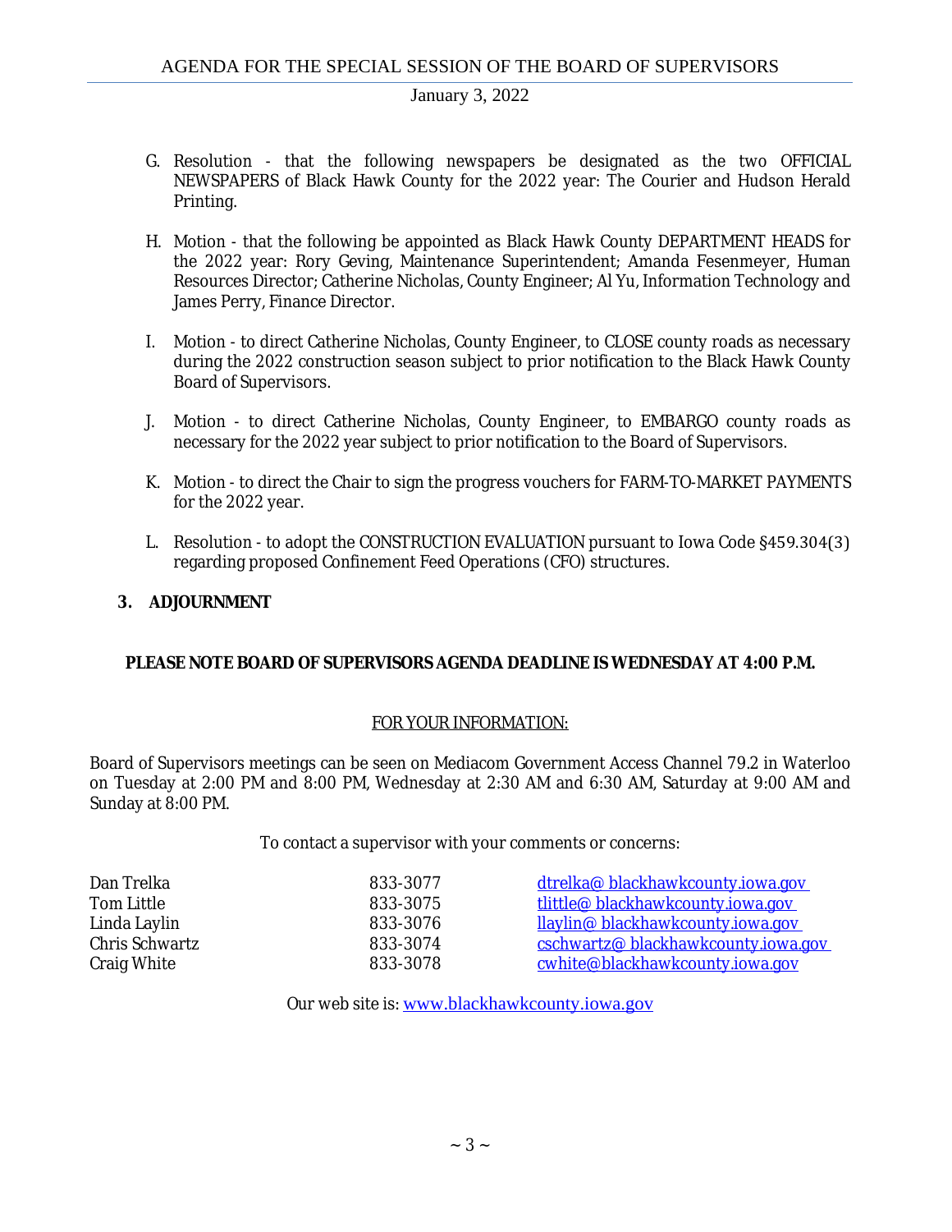G. Resolution - that the following newspapers be designated as the two OFFICIAL NEWSPAPERS of Black Hawk County for the 2022 year: The Courier and Hudson Herald Printing.

H. Motion - that the following be appointed as Black Hawk County DEPARTMENT HEADS for the 2022 year: Rory Geving, Maintenance Superintendent; Amanda Fesenmeyer, Human Resources Director; Catherine Nicholas, County Engineer; Al Yu, Information Technology and James Perry, Finance Director.

I. Motion - to direct Catherine Nicholas, County Engineer, to CLOSE county roads as necessary during the 2022 construction season subject to prior notification to the Black Hawk County Board of Supervisors.

J. Motion - to direct Catherine Nicholas, County Engineer, to EMBARGO county roads as necessary for the 2022 year subject to prior notification to the Board of Supervisors.

K. Motion - to direct the Chair to sign the progress vouchers for FARM-TO-MARKET PAYMENTS for the 2022 year.

L. Resolution - to adopt the CONSTRUCTION EVALUATION pursuant to Iowa Code §459.304(3) regarding proposed Confinement Feed Operations (CFO) structures.

**3. ADJOURNMENT**

**PLEASE NOTE BOARD OF SUPERVISORS AGENDA DEADLINE IS WEDNESDAY AT 4:00 P.M.**

FOR YOUR INFORMATION:

Board of Supervisors meetings can be seen on Mediacom Government Access Channel 79.2 in Waterloo on Tuesday at 2:00 PM and 8:00 PM, Wednesday at 2:30 AM and 6:30 AM, Saturday at 9:00 AM and Sunday at 8:00 PM.

To contact a supervisor with your comments or concerns:

| | | |
|---|---|---|
| Dan Trelka | 833-3077 | dtrelka@ blackhawkcounty.iowa.gov |
| Tom Little | 833-3075 | tlittle@ blackhawkcounty.iowa.gov |
| Linda Laylin | 833-3076 | llaylin@ blackhawkcounty.iowa.gov |
| Chris Schwartz | 833-3074 | cschwartz@ blackhawkcounty.iowa.gov |
| Craig White | 833-3078 | cwhite@blackhawkcounty.iowa.gov |

Our web site is: www.blackhawkcounty.iowa.gov